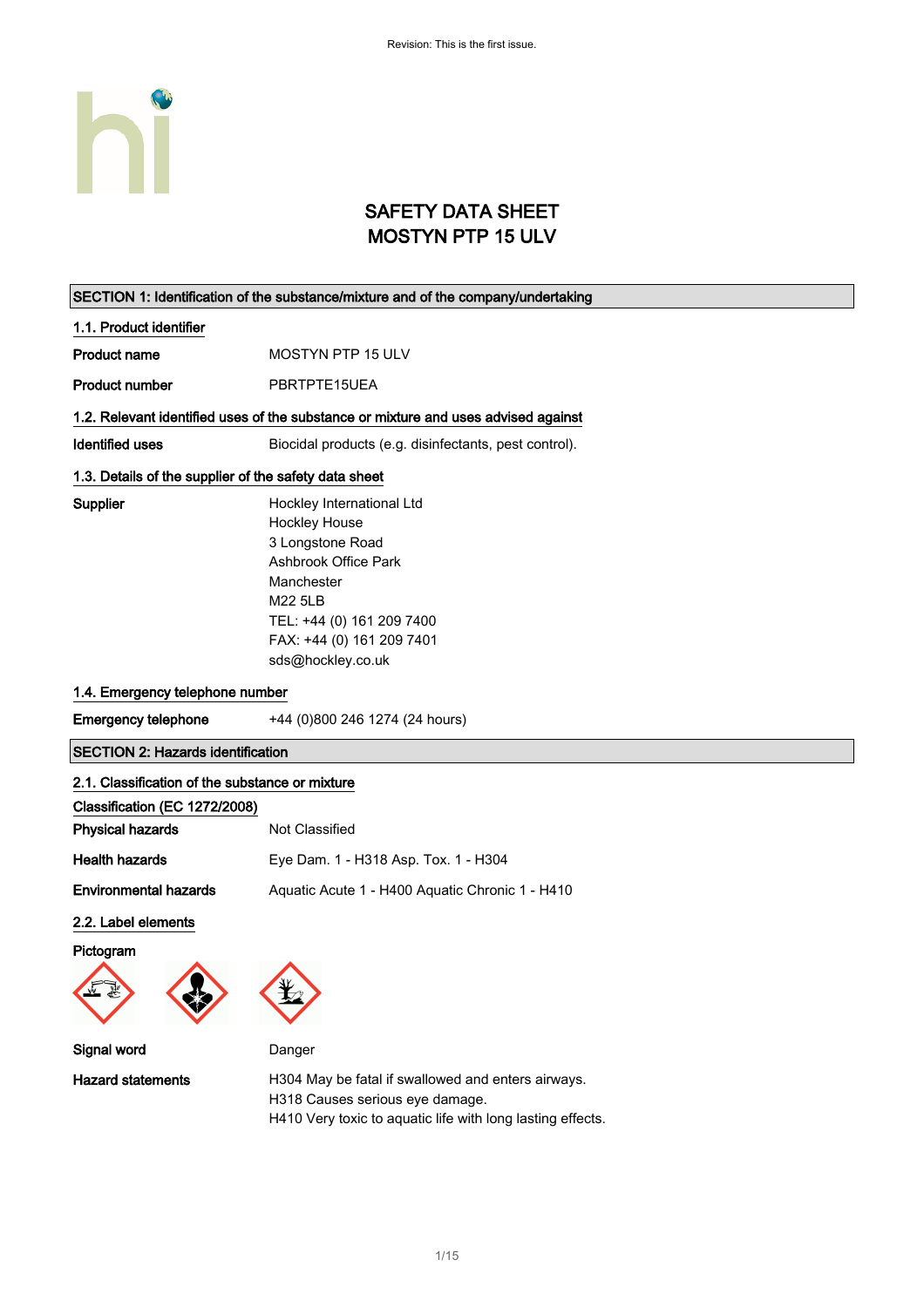Revision: This is the first issue.

# SAFETY DATA SHEET
# MOSTYN PTP 15 ULV

## SECTION 1: Identification of the substance/mixture and of the company/undertaking

### 1.1. Product identifier

**Product name** MOSTYN PTP 15 ULV

**Product number** PBRTPTE15UEA

### 1.2. Relevant identified uses of the substance or mixture and uses advised against

**Identified uses** Biocidal products (e.g. disinfectants, pest control).

### 1.3. Details of the supplier of the safety data sheet

**Supplier**
Hockley International Ltd
Hockley House
3 Longstone Road
Ashbrook Office Park
Manchester
M22 5LB
TEL: +44 (0) 161 209 7400
FAX: +44 (0) 161 209 7401
sds@hockley.co.uk

### 1.4. Emergency telephone number

**Emergency telephone** +44 (0)800 246 1274 (24 hours)

## SECTION 2: Hazards identification

### 2.1. Classification of the substance or mixture

#### Classification (EC 1272/2008)

**Physical hazards** Not Classified

**Health hazards** Eye Dam. 1 - H318 Asp. Tox. 1 - H304

**Environmental hazards** Aquatic Acute 1 - H400 Aquatic Chronic 1 - H410

### 2.2. Label elements

**Pictogram**

**Signal word** Danger

**Hazard statements**
H304 May be fatal if swallowed and enters airways.
H318 Causes serious eye damage.
H410 Very toxic to aquatic life with long lasting effects.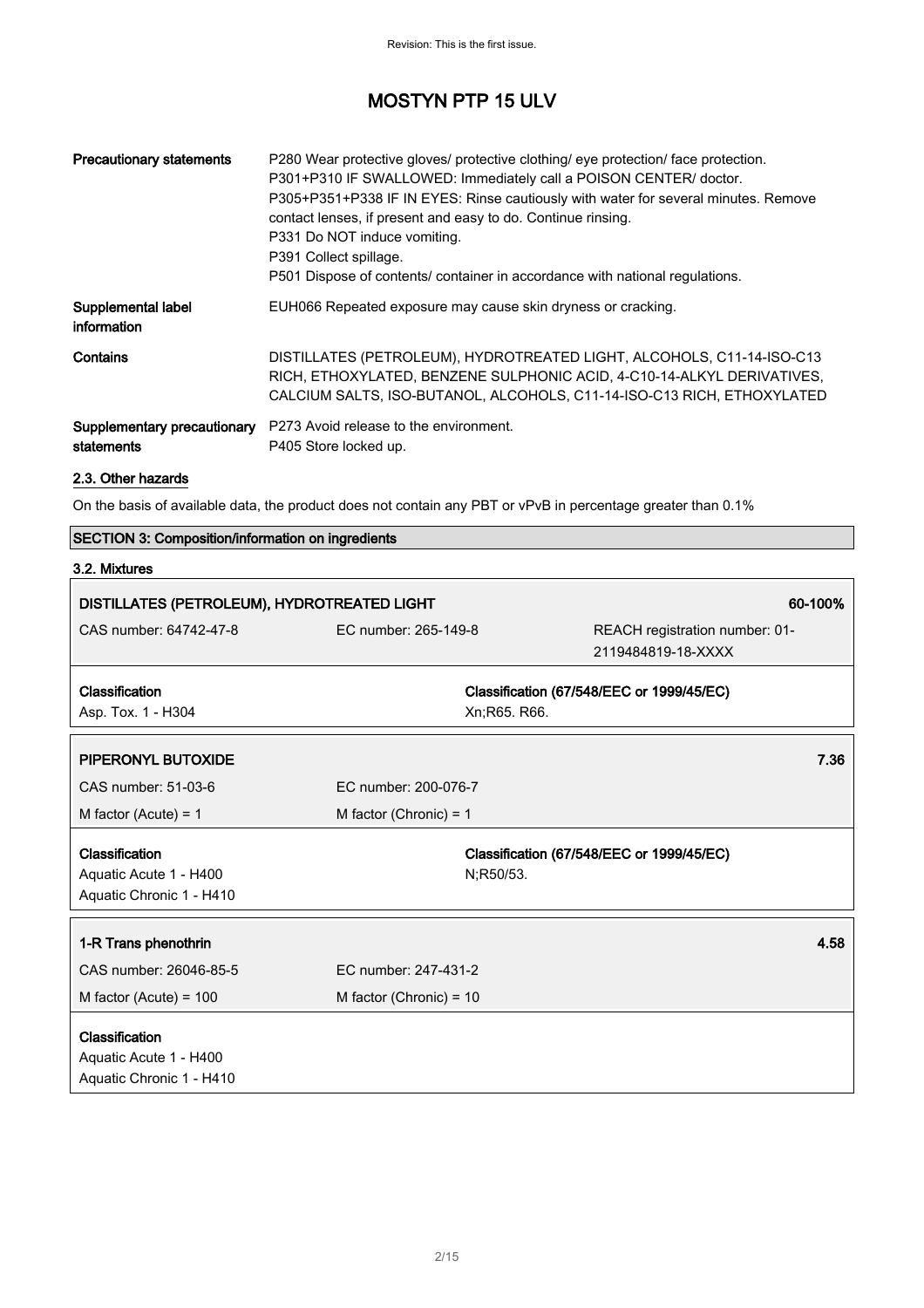| | |
|---|---|
| **Precautionary statements** | P280 Wear protective gloves/ protective clothing/ eye protection/ face protection.<br>P301+P310 IF SWALLOWED: Immediately call a POISON CENTER/ doctor.<br>P305+P351+P338 IF IN EYES: Rinse cautiously with water for several minutes. Remove contact lenses, if present and easy to do. Continue rinsing.<br>P331 Do NOT induce vomiting.<br>P391 Collect spillage.<br>P501 Dispose of contents/ container in accordance with national regulations. |
| **Supplemental label information** | EUH066 Repeated exposure may cause skin dryness or cracking. |
| **Contains** | DISTILLATES (PETROLEUM), HYDROTREATED LIGHT, ALCOHOLS, C11-14-ISO-C13 RICH, ETHOXYLATED, BENZENE SULPHONIC ACID, 4-C10-14-ALKYL DERIVATIVES, CALCIUM SALTS, ISO-BUTANOL, ALCOHOLS, C11-14-ISO-C13 RICH, ETHOXYLATED |
| **Supplementary precautionary statements** | P273 Avoid release to the environment.<br>P405 Store locked up. |

### 2.3. Other hazards

On the basis of available data, the product does not contain any PBT or vPvB in percentage greater than 0.1%

## SECTION 3: Composition/information on ingredients

### 3.2. Mixtures

| **DISTILLATES (PETROLEUM), HYDROTREATED LIGHT** | | **60-100%** |
|---|---|---|
| CAS number: 64742-47-8 | EC number: 265-149-8 | REACH registration number: 01-2119484819-18-XXXX |
| **Classification**<br>Asp. Tox. 1 - H304 | **Classification (67/548/EEC or 1999/45/EC)**<br>Xn;R65. R66. | |

| **PIPERONYL BUTOXIDE** | | **7.36** |
|---|---|---|
| CAS number: 51-03-6 | EC number: 200-076-7 | |
| M factor (Acute) = 1 | M factor (Chronic) = 1 | |
| **Classification**<br>Aquatic Acute 1 - H400<br>Aquatic Chronic 1 - H410 | **Classification (67/548/EEC or 1999/45/EC)**<br>N;R50/53. | |

| **1-R Trans phenothrin** | | **4.58** |
|---|---|---|
| CAS number: 26046-85-5 | EC number: 247-431-2 | |
| M factor (Acute) = 100 | M factor (Chronic) = 10 | |
| **Classification**<br>Aquatic Acute 1 - H400<br>Aquatic Chronic 1 - H410 | | |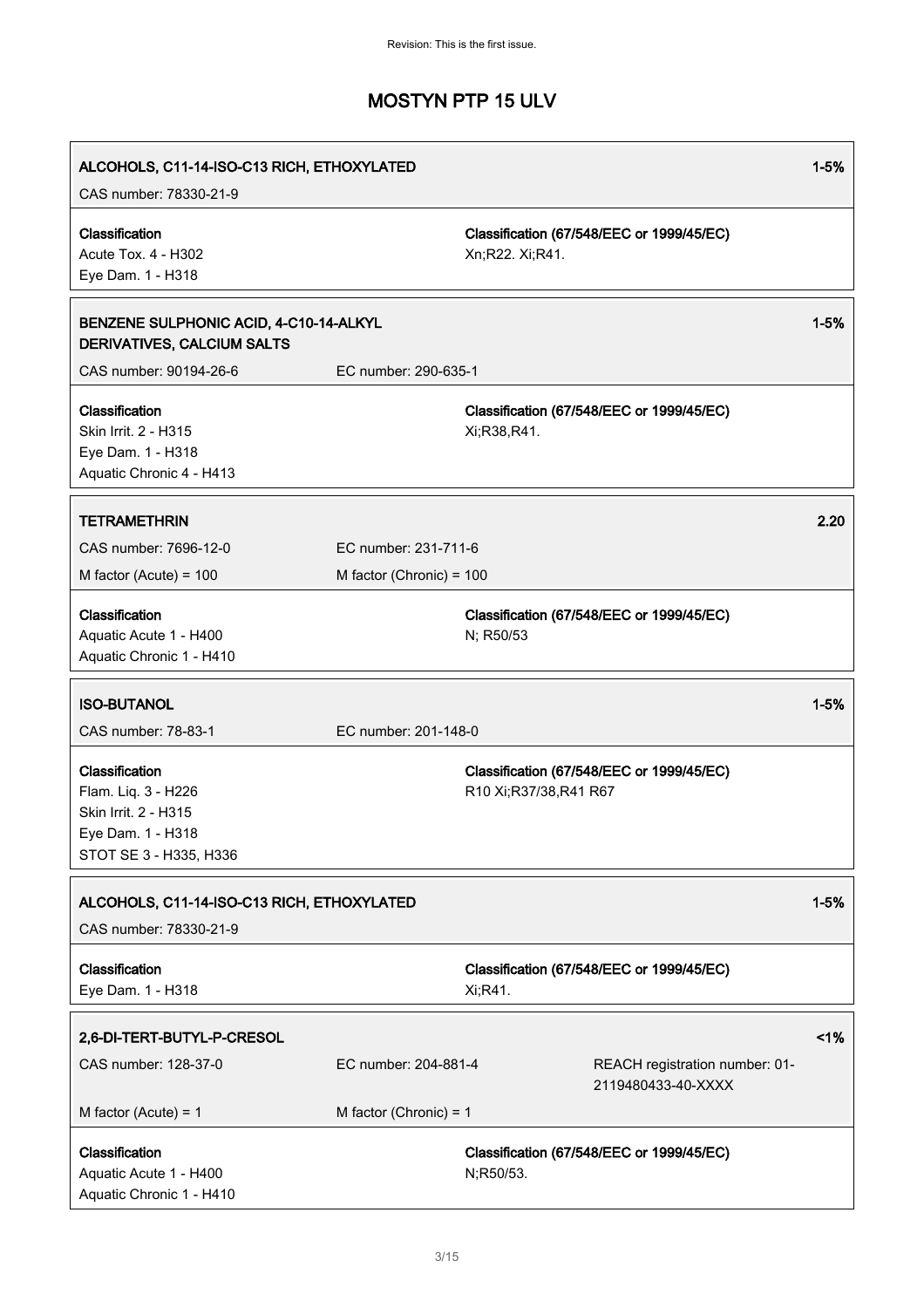Revision: This is the first issue.

# MOSTYN PTP 15 ULV

| **ALCOHOLS, C11-14-ISO-C13 RICH, ETHOXYLATED** | | **1-5%** |
|---|---|---|
| CAS number: 78330-21-9 | | |
| **Classification**<br>Acute Tox. 4 - H302<br>Eye Dam. 1 - H318 | **Classification (67/548/EEC or 1999/45/EC)**<br>Xn;R22. Xi;R41. | |

| **BENZENE SULPHONIC ACID, 4-C10-14-ALKYL DERIVATIVES, CALCIUM SALTS** | | **1-5%** |
|---|---|---|
| CAS number: 90194-26-6 | EC number: 290-635-1 | |
| **Classification**<br>Skin Irrit. 2 - H315<br>Eye Dam. 1 - H318<br>Aquatic Chronic 4 - H413 | **Classification (67/548/EEC or 1999/45/EC)**<br>Xi;R38,R41. | |

| **TETRAMETHRIN** | | **2.20** |
|---|---|---|
| CAS number: 7696-12-0 | EC number: 231-711-6 | |
| M factor (Acute) = 100 | M factor (Chronic) = 100 | |
| **Classification**<br>Aquatic Acute 1 - H400<br>Aquatic Chronic 1 - H410 | **Classification (67/548/EEC or 1999/45/EC)**<br>N; R50/53 | |

| **ISO-BUTANOL** | | **1-5%** |
|---|---|---|
| CAS number: 78-83-1 | EC number: 201-148-0 | |
| **Classification**<br>Flam. Liq. 3 - H226<br>Skin Irrit. 2 - H315<br>Eye Dam. 1 - H318<br>STOT SE 3 - H335, H336 | **Classification (67/548/EEC or 1999/45/EC)**<br>R10 Xi;R37/38,R41 R67 | |

| **ALCOHOLS, C11-14-ISO-C13 RICH, ETHOXYLATED** | | **1-5%** |
|---|---|---|
| CAS number: 78330-21-9 | | |
| **Classification**<br>Eye Dam. 1 - H318 | **Classification (67/548/EEC or 1999/45/EC)**<br>Xi;R41. | |

| **2,6-DI-TERT-BUTYL-P-CRESOL** | | | **<1%** |
|---|---|---|---|
| CAS number: 128-37-0 | EC number: 204-881-4 | REACH registration number: 01-2119480433-40-XXXX | |
| M factor (Acute) = 1 | M factor (Chronic) = 1 | | |
| **Classification**<br>Aquatic Acute 1 - H400<br>Aquatic Chronic 1 - H410 | **Classification (67/548/EEC or 1999/45/EC)**<br>N;R50/53. | | |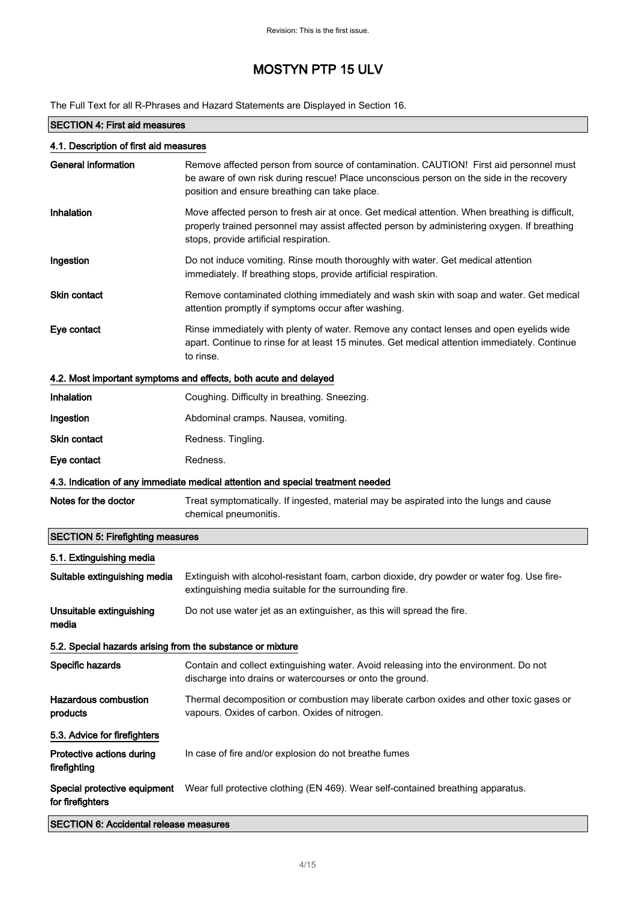The Full Text for all R-Phrases and Hazard Statements are Displayed in Section 16.

## SECTION 4: First aid measures

### 4.1. Description of first aid measures

| | |
|---|---|
| **General information** | Remove affected person from source of contamination. CAUTION! First aid personnel must be aware of own risk during rescue! Place unconscious person on the side in the recovery position and ensure breathing can take place. |
| **Inhalation** | Move affected person to fresh air at once. Get medical attention. When breathing is difficult, properly trained personnel may assist affected person by administering oxygen. If breathing stops, provide artificial respiration. |
| **Ingestion** | Do not induce vomiting. Rinse mouth thoroughly with water. Get medical attention immediately. If breathing stops, provide artificial respiration. |
| **Skin contact** | Remove contaminated clothing immediately and wash skin with soap and water. Get medical attention promptly if symptoms occur after washing. |
| **Eye contact** | Rinse immediately with plenty of water. Remove any contact lenses and open eyelids wide apart. Continue to rinse for at least 15 minutes. Get medical attention immediately. Continue to rinse. |

### 4.2. Most important symptoms and effects, both acute and delayed

| | |
|---|---|
| **Inhalation** | Coughing. Difficulty in breathing. Sneezing. |
| **Ingestion** | Abdominal cramps. Nausea, vomiting. |
| **Skin contact** | Redness. Tingling. |
| **Eye contact** | Redness. |

### 4.3. Indication of any immediate medical attention and special treatment needed

| | |
|---|---|
| **Notes for the doctor** | Treat symptomatically. If ingested, material may be aspirated into the lungs and cause chemical pneumonitis. |

## SECTION 5: Firefighting measures

### 5.1. Extinguishing media

| | |
|---|---|
| **Suitable extinguishing media** | Extinguish with alcohol-resistant foam, carbon dioxide, dry powder or water fog. Use fire-extinguishing media suitable for the surrounding fire. |
| **Unsuitable extinguishing media** | Do not use water jet as an extinguisher, as this will spread the fire. |

### 5.2. Special hazards arising from the substance or mixture

| | |
|---|---|
| **Specific hazards** | Contain and collect extinguishing water. Avoid releasing into the environment. Do not discharge into drains or watercourses or onto the ground. |
| **Hazardous combustion products** | Thermal decomposition or combustion may liberate carbon oxides and other toxic gases or vapours. Oxides of carbon. Oxides of nitrogen. |

### 5.3. Advice for firefighters

| | |
|---|---|
| **Protective actions during firefighting** | In case of fire and/or explosion do not breathe fumes |
| **Special protective equipment for firefighters** | Wear full protective clothing (EN 469). Wear self-contained breathing apparatus. |

## SECTION 6: Accidental release measures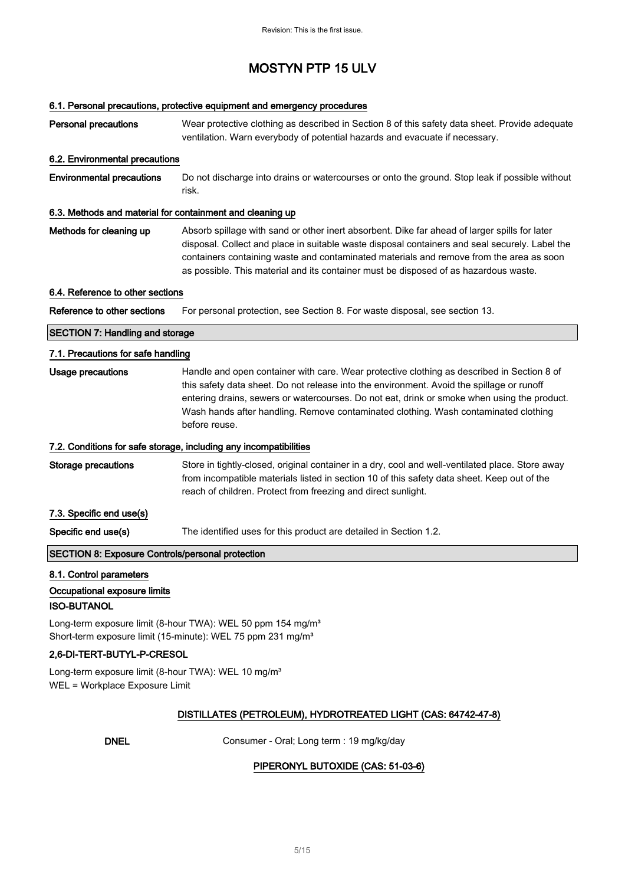### 6.1. Personal precautions, protective equipment and emergency procedures

**Personal precautions** Wear protective clothing as described in Section 8 of this safety data sheet. Provide adequate ventilation. Warn everybody of potential hazards and evacuate if necessary.

### 6.2. Environmental precautions

**Environmental precautions** Do not discharge into drains or watercourses or onto the ground. Stop leak if possible without risk.

### 6.3. Methods and material for containment and cleaning up

**Methods for cleaning up** Absorb spillage with sand or other inert absorbent. Dike far ahead of larger spills for later disposal. Collect and place in suitable waste disposal containers and seal securely. Label the containers containing waste and contaminated materials and remove from the area as soon as possible. This material and its container must be disposed of as hazardous waste.

### 6.4. Reference to other sections

**Reference to other sections** For personal protection, see Section 8. For waste disposal, see section 13.

## SECTION 7: Handling and storage

### 7.1. Precautions for safe handling

**Usage precautions** Handle and open container with care. Wear protective clothing as described in Section 8 of this safety data sheet. Do not release into the environment. Avoid the spillage or runoff entering drains, sewers or watercourses. Do not eat, drink or smoke when using the product. Wash hands after handling. Remove contaminated clothing. Wash contaminated clothing before reuse.

### 7.2. Conditions for safe storage, including any incompatibilities

**Storage precautions** Store in tightly-closed, original container in a dry, cool and well-ventilated place. Store away from incompatible materials listed in section 10 of this safety data sheet. Keep out of the reach of children. Protect from freezing and direct sunlight.

### 7.3. Specific end use(s)

**Specific end use(s)** The identified uses for this product are detailed in Section 1.2.

## SECTION 8: Exposure Controls/personal protection

### 8.1. Control parameters

**Occupational exposure limits**

**ISO-BUTANOL**

Long-term exposure limit (8-hour TWA): WEL 50 ppm 154 mg/m³
Short-term exposure limit (15-minute): WEL 75 ppm 231 mg/m³

**2,6-DI-TERT-BUTYL-P-CRESOL**

Long-term exposure limit (8-hour TWA): WEL 10 mg/m³
WEL = Workplace Exposure Limit

**DISTILLATES (PETROLEUM), HYDROTREATED LIGHT (CAS: 64742-47-8)**

**DNEL** Consumer - Oral; Long term : 19 mg/kg/day

**PIPERONYL BUTOXIDE (CAS: 51-03-6)**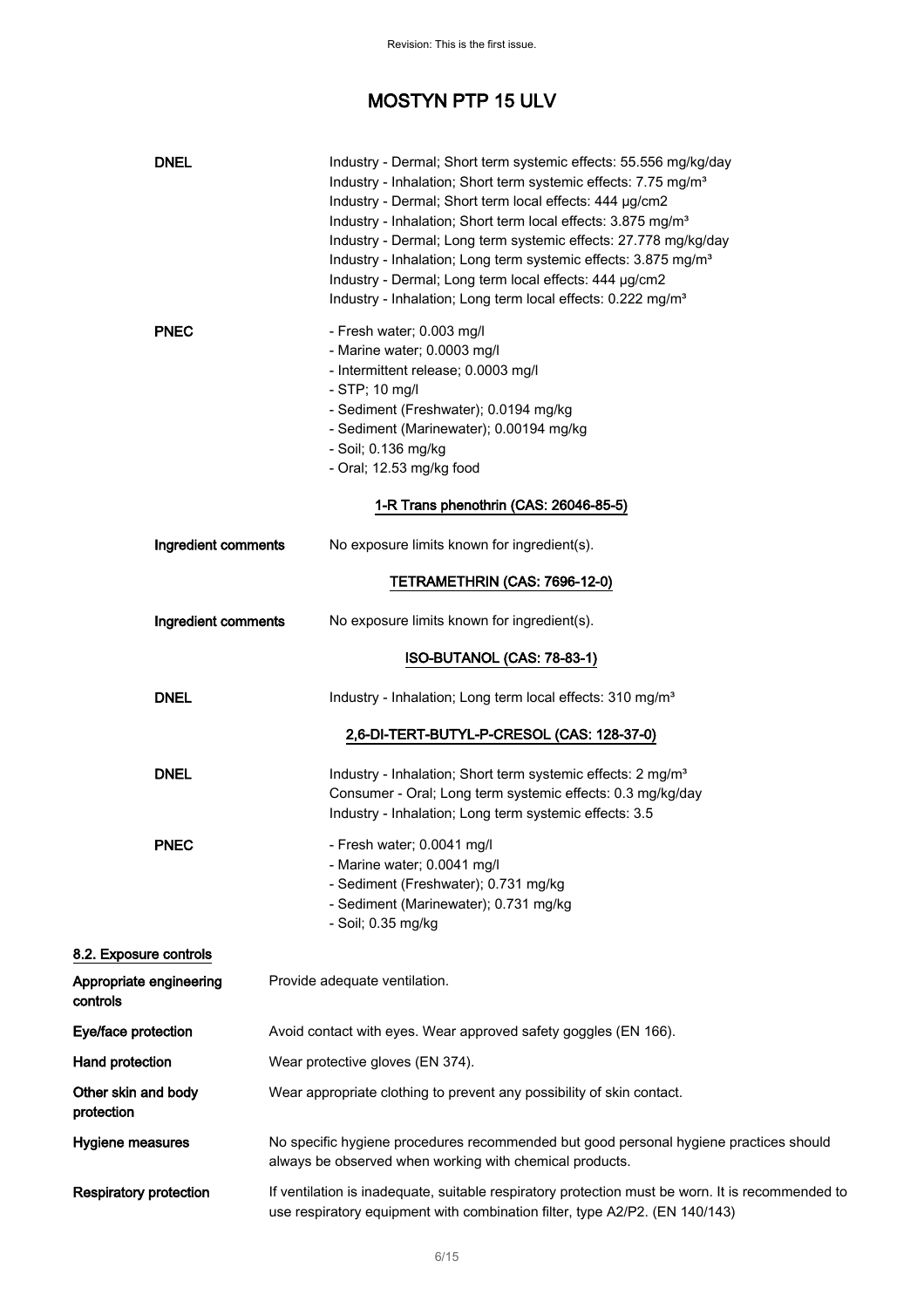**DNEL**

Industry - Dermal; Short term systemic effects: 55.556 mg/kg/day
Industry - Inhalation; Short term systemic effects: 7.75 mg/m³
Industry - Dermal; Short term local effects: 444 µg/cm2
Industry - Inhalation; Short term local effects: 3.875 mg/m³
Industry - Dermal; Long term systemic effects: 27.778 mg/kg/day
Industry - Inhalation; Long term systemic effects: 3.875 mg/m³
Industry - Dermal; Long term local effects: 444 µg/cm2
Industry - Inhalation; Long term local effects: 0.222 mg/m³

**PNEC**

- Fresh water; 0.003 mg/l
- Marine water; 0.0003 mg/l
- Intermittent release; 0.0003 mg/l
- STP; 10 mg/l
- Sediment (Freshwater); 0.0194 mg/kg
- Sediment (Marinewater); 0.00194 mg/kg
- Soil; 0.136 mg/kg
- Oral; 12.53 mg/kg food

**1-R Trans phenothrin (CAS: 26046-85-5)**

**Ingredient comments** No exposure limits known for ingredient(s).

**TETRAMETHRIN (CAS: 7696-12-0)**

**Ingredient comments** No exposure limits known for ingredient(s).

**ISO-BUTANOL (CAS: 78-83-1)**

**DNEL** Industry - Inhalation; Long term local effects: 310 mg/m³

**2,6-DI-TERT-BUTYL-P-CRESOL (CAS: 128-37-0)**

**DNEL**

Industry - Inhalation; Short term systemic effects: 2 mg/m³
Consumer - Oral; Long term systemic effects: 0.3 mg/kg/day
Industry - Inhalation; Long term systemic effects: 3.5

**PNEC**

- Fresh water; 0.0041 mg/l
- Marine water; 0.0041 mg/l
- Sediment (Freshwater); 0.731 mg/kg
- Sediment (Marinewater); 0.731 mg/kg
- Soil; 0.35 mg/kg

## 8.2. Exposure controls

**Appropriate engineering controls** Provide adequate ventilation.

**Eye/face protection** Avoid contact with eyes. Wear approved safety goggles (EN 166).

**Hand protection** Wear protective gloves (EN 374).

**Other skin and body protection** Wear appropriate clothing to prevent any possibility of skin contact.

**Hygiene measures** No specific hygiene procedures recommended but good personal hygiene practices should always be observed when working with chemical products.

**Respiratory protection** If ventilation is inadequate, suitable respiratory protection must be worn. It is recommended to use respiratory equipment with combination filter, type A2/P2. (EN 140/143)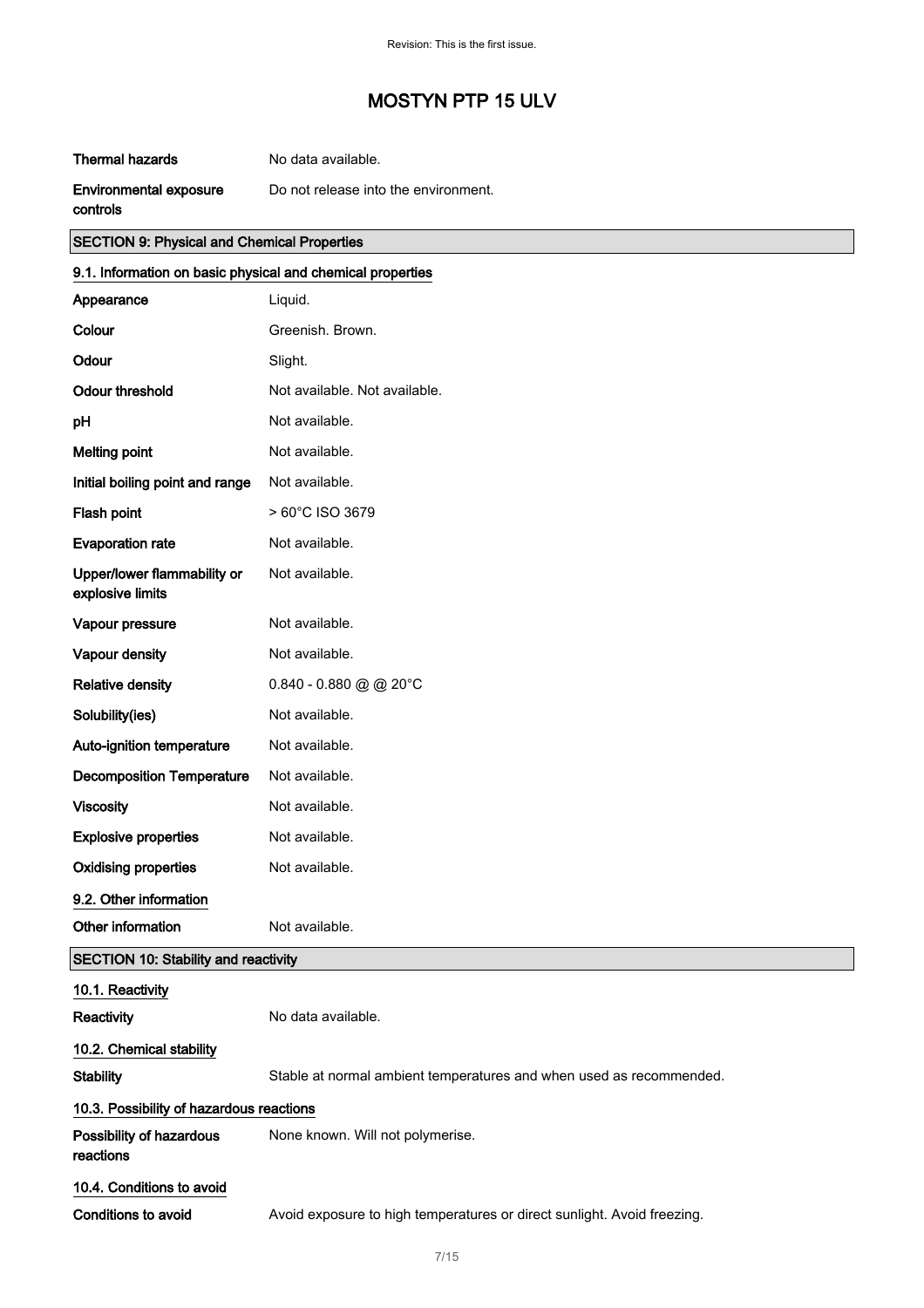| | |
|---|---|
| **Thermal hazards** | No data available. |
| **Environmental exposure controls** | Do not release into the environment. |

## SECTION 9: Physical and Chemical Properties

### 9.1. Information on basic physical and chemical properties

| | |
|---|---|
| **Appearance** | Liquid. |
| **Colour** | Greenish. Brown. |
| **Odour** | Slight. |
| **Odour threshold** | Not available. Not available. |
| **pH** | Not available. |
| **Melting point** | Not available. |
| **Initial boiling point and range** | Not available. |
| **Flash point** | > 60°C ISO 3679 |
| **Evaporation rate** | Not available. |
| **Upper/lower flammability or explosive limits** | Not available. |
| **Vapour pressure** | Not available. |
| **Vapour density** | Not available. |
| **Relative density** | 0.840 - 0.880 @ @ 20°C |
| **Solubility(ies)** | Not available. |
| **Auto-ignition temperature** | Not available. |
| **Decomposition Temperature** | Not available. |
| **Viscosity** | Not available. |
| **Explosive properties** | Not available. |
| **Oxidising properties** | Not available. |

### 9.2. Other information

| | |
|---|---|
| **Other information** | Not available. |

## SECTION 10: Stability and reactivity

### 10.1. Reactivity

| | |
|---|---|
| **Reactivity** | No data available. |

### 10.2. Chemical stability

| | |
|---|---|
| **Stability** | Stable at normal ambient temperatures and when used as recommended. |

### 10.3. Possibility of hazardous reactions

| | |
|---|---|
| **Possibility of hazardous reactions** | None known. Will not polymerise. |

### 10.4. Conditions to avoid

| | |
|---|---|
| **Conditions to avoid** | Avoid exposure to high temperatures or direct sunlight. Avoid freezing. |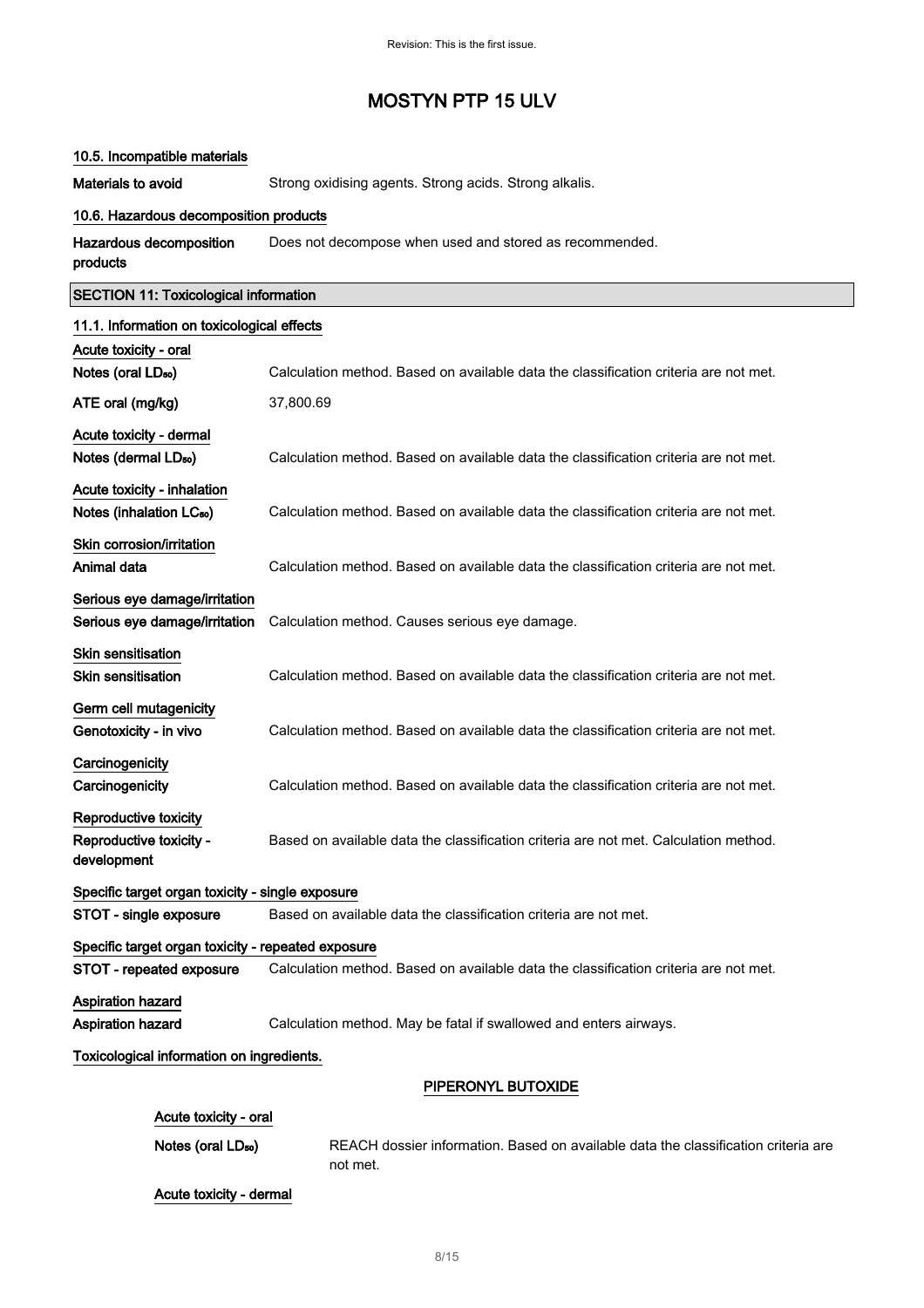# MOSTYN PTP 15 ULV

#### 10.5. Incompatible materials

**Materials to avoid** Strong oxidising agents. Strong acids. Strong alkalis.

#### 10.6. Hazardous decomposition products

**Hazardous decomposition products** Does not decompose when used and stored as recommended.

## SECTION 11: Toxicological information

#### 11.1. Information on toxicological effects

**Acute toxicity - oral**

**Notes (oral $LD_{50}$)** Calculation method. Based on available data the classification criteria are not met.

**ATE oral (mg/kg)** 37,800.69

**Acute toxicity - dermal**

**Notes (dermal $LD_{50}$)** Calculation method. Based on available data the classification criteria are not met.

**Acute toxicity - inhalation**

**Notes (inhalation $LC_{50}$)** Calculation method. Based on available data the classification criteria are not met.

**Skin corrosion/irritation**

**Animal data** Calculation method. Based on available data the classification criteria are not met.

**Serious eye damage/irritation**

**Serious eye damage/irritation** Calculation method. Causes serious eye damage.

**Skin sensitisation**

**Skin sensitisation** Calculation method. Based on available data the classification criteria are not met.

**Germ cell mutagenicity**

**Genotoxicity - in vivo** Calculation method. Based on available data the classification criteria are not met.

**Carcinogenicity**

**Carcinogenicity** Calculation method. Based on available data the classification criteria are not met.

**Reproductive toxicity**

**Reproductive toxicity - development** Based on available data the classification criteria are not met. Calculation method.

**Specific target organ toxicity - single exposure**

**STOT - single exposure** Based on available data the classification criteria are not met.

**Specific target organ toxicity - repeated exposure**

**STOT - repeated exposure** Calculation method. Based on available data the classification criteria are not met.

**Aspiration hazard**

**Aspiration hazard** Calculation method. May be fatal if swallowed and enters airways.

**Toxicological information on ingredients.**

**PIPERONYL BUTOXIDE**

**Acute toxicity - oral**

**Notes (oral $LD_{50}$)** REACH dossier information. Based on available data the classification criteria are not met.

**Acute toxicity - dermal**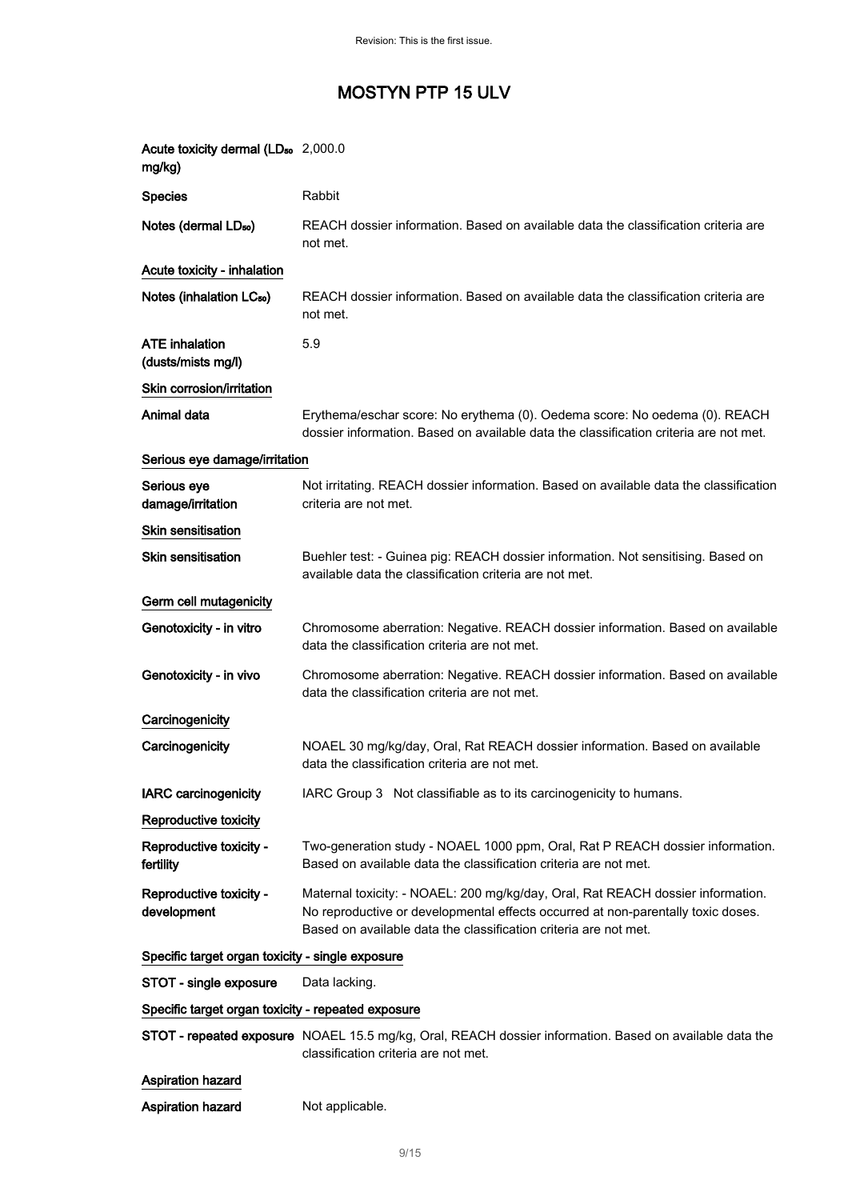# MOSTYN PTP 15 ULV

| | |
|---|---|
| **Acute toxicity dermal ($LD_{50}$ mg/kg)** | 2,000.0 |
| **Species** | Rabbit |
| **Notes (dermal $LD_{50}$)** | REACH dossier information. Based on available data the classification criteria are not met. |

**Acute toxicity - inhalation**

| | |
|---|---|
| **Notes (inhalation $LC_{50}$)** | REACH dossier information. Based on available data the classification criteria are not met. |
| **ATE inhalation (dusts/mists mg/l)** | 5.9 |

**Skin corrosion/irritation**

| | |
|---|---|
| **Animal data** | Erythema/eschar score: No erythema (0). Oedema score: No oedema (0). REACH dossier information. Based on available data the classification criteria are not met. |

**Serious eye damage/irritation**

| | |
|---|---|
| **Serious eye damage/irritation** | Not irritating. REACH dossier information. Based on available data the classification criteria are not met. |

**Skin sensitisation**

| | |
|---|---|
| **Skin sensitisation** | Buehler test: - Guinea pig: REACH dossier information. Not sensitising. Based on available data the classification criteria are not met. |

**Germ cell mutagenicity**

| | |
|---|---|
| **Genotoxicity - in vitro** | Chromosome aberration: Negative. REACH dossier information. Based on available data the classification criteria are not met. |
| **Genotoxicity - in vivo** | Chromosome aberration: Negative. REACH dossier information. Based on available data the classification criteria are not met. |

**Carcinogenicity**

| | |
|---|---|
| **Carcinogenicity** | NOAEL 30 mg/kg/day, Oral, Rat REACH dossier information. Based on available data the classification criteria are not met. |
| **IARC carcinogenicity** | IARC Group 3 Not classifiable as to its carcinogenicity to humans. |

**Reproductive toxicity**

| | |
|---|---|
| **Reproductive toxicity - fertility** | Two-generation study - NOAEL 1000 ppm, Oral, Rat P REACH dossier information. Based on available data the classification criteria are not met. |
| **Reproductive toxicity - development** | Maternal toxicity: - NOAEL: 200 mg/kg/day, Oral, Rat REACH dossier information. No reproductive or developmental effects occurred at non-parentally toxic doses. Based on available data the classification criteria are not met. |

**Specific target organ toxicity - single exposure**

| | |
|---|---|
| **STOT - single exposure** | Data lacking. |

**Specific target organ toxicity - repeated exposure**

| | |
|---|---|
| **STOT - repeated exposure** | NOAEL 15.5 mg/kg, Oral, REACH dossier information. Based on available data the classification criteria are not met. |

**Aspiration hazard**

| | |
|---|---|
| **Aspiration hazard** | Not applicable. |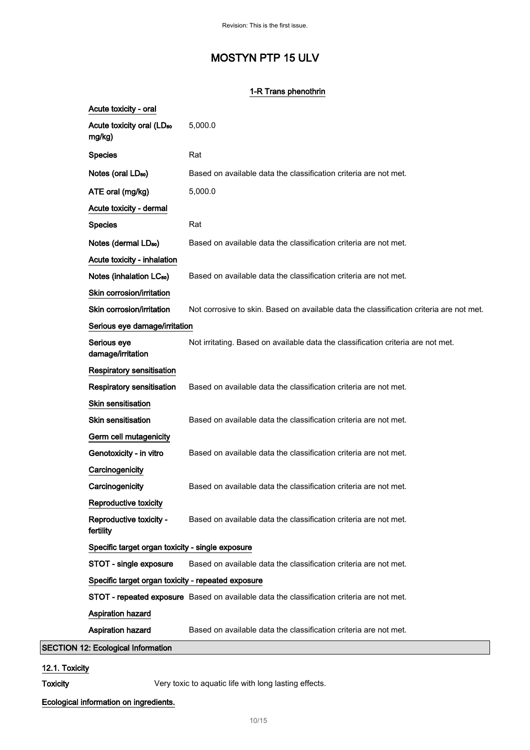## 1-R Trans phenothrin

**Acute toxicity - oral**

| | |
|---|---|
| Acute toxicity oral ($LD_{50}$ mg/kg) | 5,000.0 |
| Species | Rat |
| Notes (oral $LD_{50}$) | Based on available data the classification criteria are not met. |
| ATE oral (mg/kg) | 5,000.0 |

**Acute toxicity - dermal**

| | |
|---|---|
| Species | Rat |
| Notes (dermal $LD_{50}$) | Based on available data the classification criteria are not met. |

**Acute toxicity - inhalation**

| | |
|---|---|
| Notes (inhalation $LC_{50}$) | Based on available data the classification criteria are not met. |

**Skin corrosion/irritation**

| | |
|---|---|
| Skin corrosion/irritation | Not corrosive to skin. Based on available data the classification criteria are not met. |

**Serious eye damage/irritation**

| | |
|---|---|
| Serious eye damage/irritation | Not irritating. Based on available data the classification criteria are not met. |

**Respiratory sensitisation**

| | |
|---|---|
| Respiratory sensitisation | Based on available data the classification criteria are not met. |

**Skin sensitisation**

| | |
|---|---|
| Skin sensitisation | Based on available data the classification criteria are not met. |

**Germ cell mutagenicity**

| | |
|---|---|
| Genotoxicity - in vitro | Based on available data the classification criteria are not met. |

**Carcinogenicity**

| | |
|---|---|
| Carcinogenicity | Based on available data the classification criteria are not met. |

**Reproductive toxicity**

| | |
|---|---|
| Reproductive toxicity - fertility | Based on available data the classification criteria are not met. |

**Specific target organ toxicity - single exposure**

| | |
|---|---|
| STOT - single exposure | Based on available data the classification criteria are not met. |

**Specific target organ toxicity - repeated exposure**

| | |
|---|---|
| STOT - repeated exposure | Based on available data the classification criteria are not met. |

**Aspiration hazard**

| | |
|---|---|
| Aspiration hazard | Based on available data the classification criteria are not met. |

## SECTION 12: Ecological Information

### 12.1. Toxicity

**Toxicity** Very toxic to aquatic life with long lasting effects.

**Ecological information on ingredients.**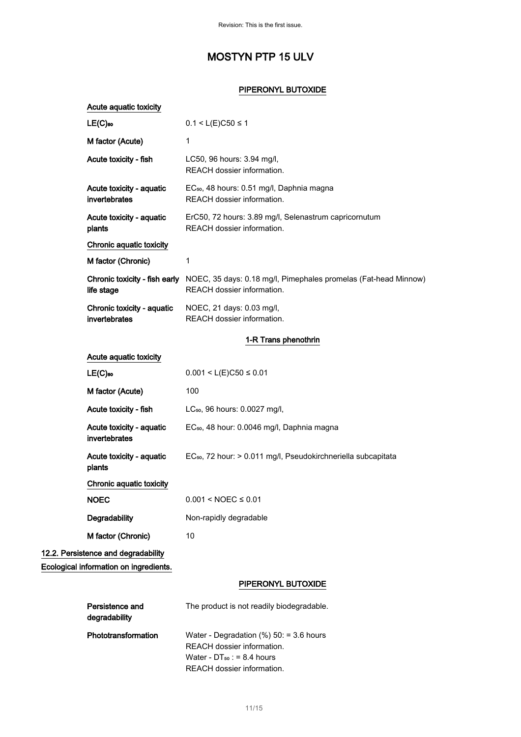# MOSTYN PTP 15 ULV

### PIPERONYL BUTOXIDE

**Acute aquatic toxicity**

| | |
|---|---|
| **$LE(C)_{50}$** | $0.1 < L(E)C50 \leq 1$ |
| **M factor (Acute)** | 1 |
| **Acute toxicity - fish** | LC50, 96 hours: 3.94 mg/l,<br>REACH dossier information. |
| **Acute toxicity - aquatic invertebrates** | $EC_{50}$, 48 hours: 0.51 mg/l, Daphnia magna<br>REACH dossier information. |
| **Acute toxicity - aquatic plants** | ErC50, 72 hours: 3.89 mg/l, Selenastrum capricornutum<br>REACH dossier information. |

**Chronic aquatic toxicity**

| | |
|---|---|
| **M factor (Chronic)** | 1 |
| **Chronic toxicity - fish early life stage** | NOEC, 35 days: 0.18 mg/l, Pimephales promelas (Fat-head Minnow)<br>REACH dossier information. |
| **Chronic toxicity - aquatic invertebrates** | NOEC, 21 days: 0.03 mg/l,<br>REACH dossier information. |

### 1-R Trans phenothrin

**Acute aquatic toxicity**

| | |
|---|---|
| **$LE(C)_{50}$** | $0.001 < L(E)C50 \leq 0.01$ |
| **M factor (Acute)** | 100 |
| **Acute toxicity - fish** | $LC_{50}$, 96 hours: 0.0027 mg/l, |
| **Acute toxicity - aquatic invertebrates** | $EC_{50}$, 48 hour: 0.0046 mg/l, Daphnia magna |
| **Acute toxicity - aquatic plants** | $EC_{50}$, 72 hour: > 0.011 mg/l, Pseudokirchneriella subcapitata |

**Chronic aquatic toxicity**

| | |
|---|---|
| **NOEC** | $0.001 < NOEC \leq 0.01$ |
| **Degradability** | Non-rapidly degradable |
| **M factor (Chronic)** | 10 |

## 12.2. Persistence and degradability

**Ecological information on ingredients.**

### PIPERONYL BUTOXIDE

| | |
|---|---|
| **Persistence and degradability** | The product is not readily biodegradable. |
| **Phototransformation** | Water - Degradation (%) 50: = 3.6 hours<br>REACH dossier information.<br>Water - $DT_{50}$ : = 8.4 hours<br>REACH dossier information. |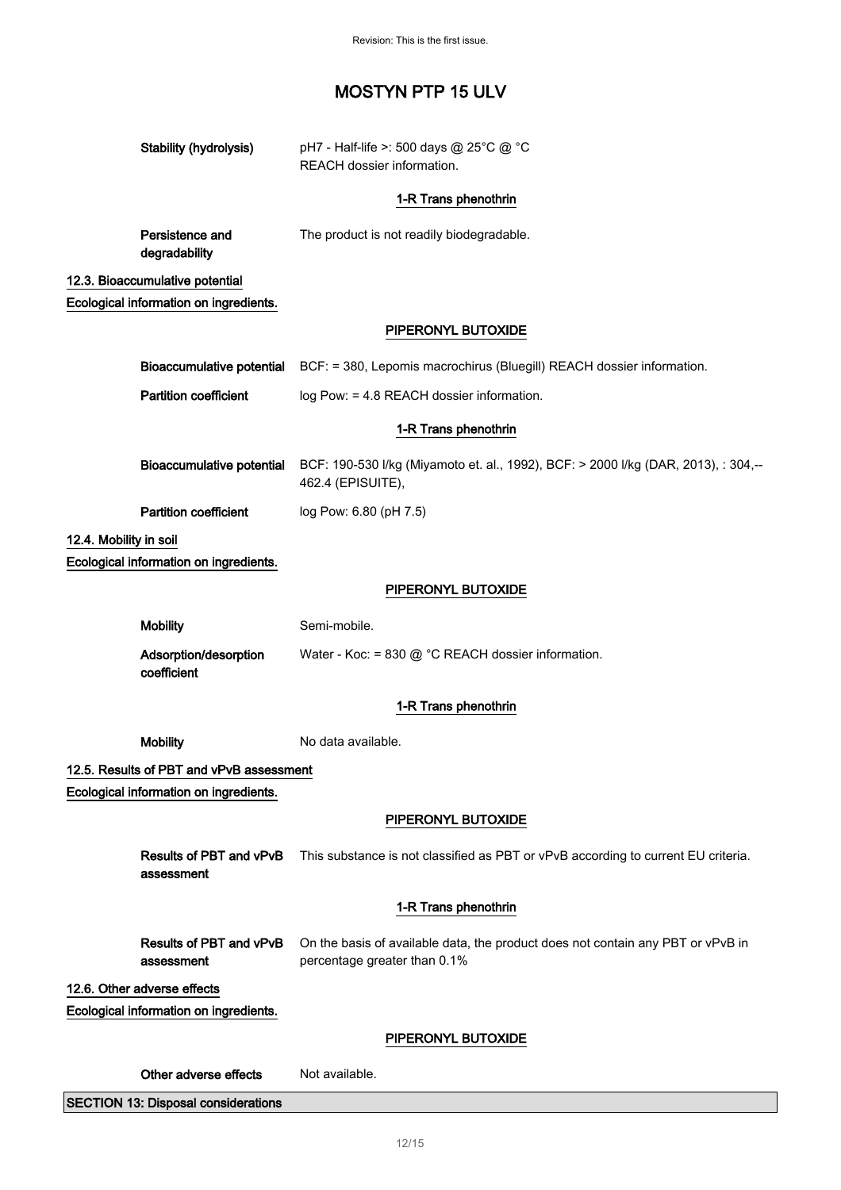**Stability (hydrolysis)** pH7 - Half-life >: 500 days @ 25°C @ °C
REACH dossier information.

**1-R Trans phenothrin**

**Persistence and degradability** The product is not readily biodegradable.

### 12.3. Bioaccumulative potential

**Ecological information on ingredients.**

**PIPERONYL BUTOXIDE**

**Bioaccumulative potential** BCF: = 380, Lepomis macrochirus (Bluegill) REACH dossier information.

**Partition coefficient** log Pow: = 4.8 REACH dossier information.

**1-R Trans phenothrin**

**Bioaccumulative potential** BCF: 190-530 l/kg (Miyamoto et. al., 1992), BCF: > 2000 l/kg (DAR, 2013), : 304,-- 462.4 (EPISUITE),

**Partition coefficient** log Pow: 6.80 (pH 7.5)

### 12.4. Mobility in soil

**Ecological information on ingredients.**

**PIPERONYL BUTOXIDE**

**Mobility** Semi-mobile.

**Adsorption/desorption coefficient** Water - Koc: = 830 @ °C REACH dossier information.

**1-R Trans phenothrin**

**Mobility** No data available.

### 12.5. Results of PBT and vPvB assessment

**Ecological information on ingredients.**

**PIPERONYL BUTOXIDE**

**Results of PBT and vPvB assessment** This substance is not classified as PBT or vPvB according to current EU criteria.

**1-R Trans phenothrin**

**Results of PBT and vPvB assessment** On the basis of available data, the product does not contain any PBT or vPvB in percentage greater than 0.1%

### 12.6. Other adverse effects

**Ecological information on ingredients.**

**PIPERONYL BUTOXIDE**

**Other adverse effects** Not available.

## SECTION 13: Disposal considerations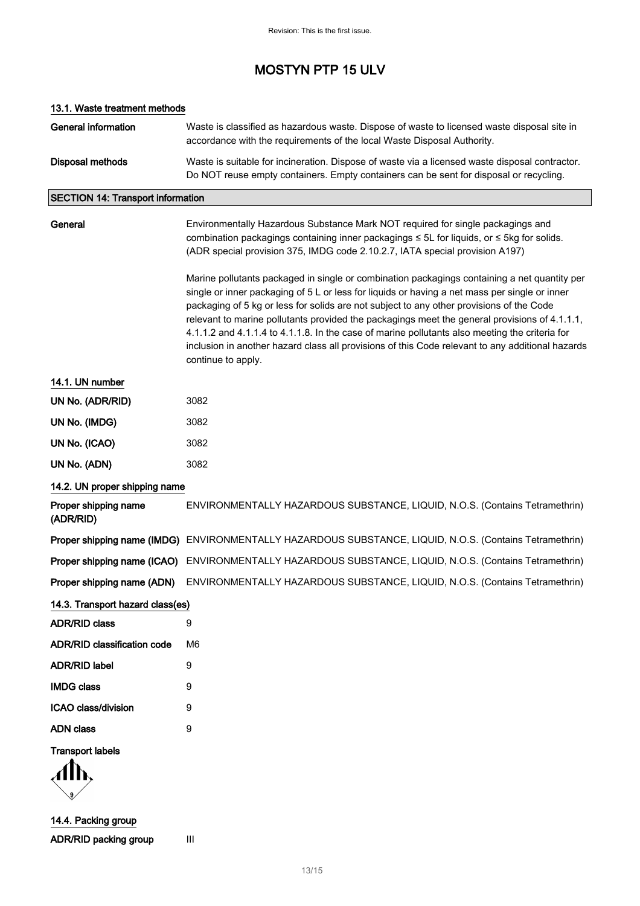# MOSTYN PTP 15 ULV

### 13.1. Waste treatment methods

| | |
|---|---|
| **General information** | Waste is classified as hazardous waste. Dispose of waste to licensed waste disposal site in accordance with the requirements of the local Waste Disposal Authority. |
| **Disposal methods** | Waste is suitable for incineration. Dispose of waste via a licensed waste disposal contractor. Do NOT reuse empty containers. Empty containers can be sent for disposal or recycling. |

## SECTION 14: Transport information

**General**

Environmentally Hazardous Substance Mark NOT required for single packagings and combination packagings containing inner packagings ≤ 5L for liquids, or ≤ 5kg for solids. (ADR special provision 375, IMDG code 2.10.2.7, IATA special provision A197)

Marine pollutants packaged in single or combination packagings containing a net quantity per single or inner packaging of 5 L or less for liquids or having a net mass per single or inner packaging of 5 kg or less for solids are not subject to any other provisions of the Code relevant to marine pollutants provided the packagings meet the general provisions of 4.1.1.1, 4.1.1.2 and 4.1.1.4 to 4.1.1.8. In the case of marine pollutants also meeting the criteria for inclusion in another hazard class all provisions of this Code relevant to any additional hazards continue to apply.

### 14.1. UN number

| | |
|---|---|
| **UN No. (ADR/RID)** | 3082 |
| **UN No. (IMDG)** | 3082 |
| **UN No. (ICAO)** | 3082 |
| **UN No. (ADN)** | 3082 |

### 14.2. UN proper shipping name

| | |
|---|---|
| **Proper shipping name (ADR/RID)** | ENVIRONMENTALLY HAZARDOUS SUBSTANCE, LIQUID, N.O.S. (Contains Tetramethrin) |
| **Proper shipping name (IMDG)** | ENVIRONMENTALLY HAZARDOUS SUBSTANCE, LIQUID, N.O.S. (Contains Tetramethrin) |
| **Proper shipping name (ICAO)** | ENVIRONMENTALLY HAZARDOUS SUBSTANCE, LIQUID, N.O.S. (Contains Tetramethrin) |
| **Proper shipping name (ADN)** | ENVIRONMENTALLY HAZARDOUS SUBSTANCE, LIQUID, N.O.S. (Contains Tetramethrin) |

### 14.3. Transport hazard class(es)

| | |
|---|---|
| **ADR/RID class** | 9 |
| **ADR/RID classification code** | M6 |
| **ADR/RID label** | 9 |
| **IMDG class** | 9 |
| **ICAO class/division** | 9 |
| **ADN class** | 9 |

**Transport labels**

### 14.4. Packing group

| | |
|---|---|
| **ADR/RID packing group** | III |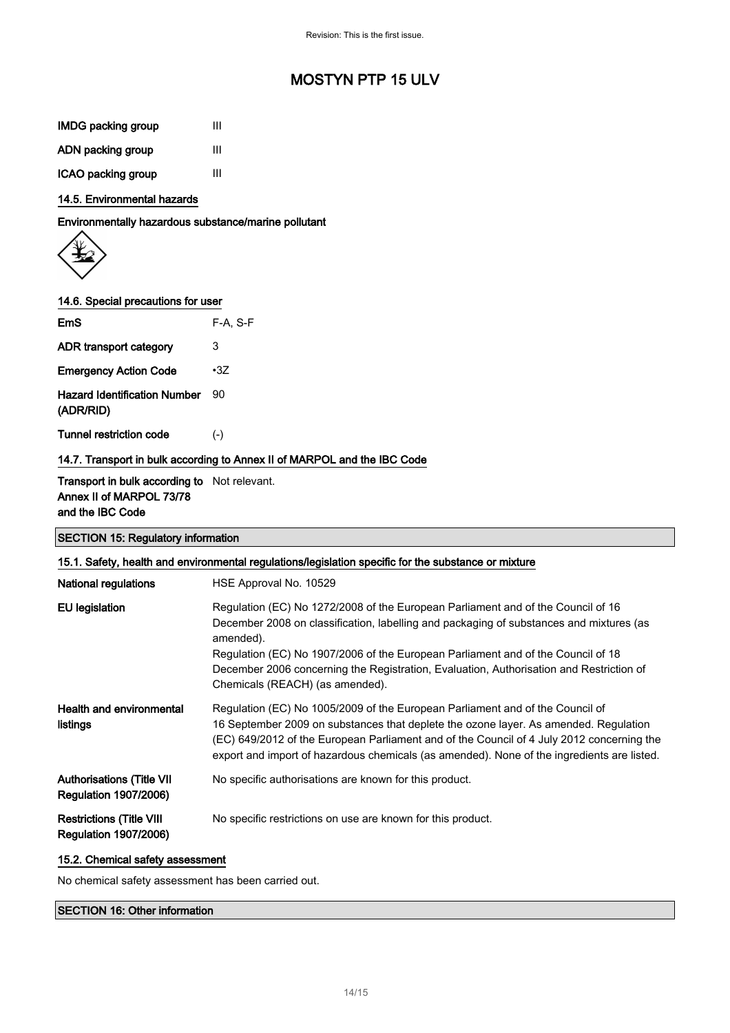| | |
|---|---|
| **IMDG packing group** | III |
| **ADN packing group** | III |
| **ICAO packing group** | III |

### 14.5. Environmental hazards

**Environmentally hazardous substance/marine pollutant**

### 14.6. Special precautions for user

| | |
|---|---|
| **EmS** | F-A, S-F |
| **ADR transport category** | 3 |
| **Emergency Action Code** | •3Z |
| **Hazard Identification Number (ADR/RID)** | 90 |
| **Tunnel restriction code** | (-) |

### 14.7. Transport in bulk according to Annex II of MARPOL and the IBC Code

| | |
|---|---|
| **Transport in bulk according to Annex II of MARPOL 73/78 and the IBC Code** | Not relevant. |

## SECTION 15: Regulatory information

### 15.1. Safety, health and environmental regulations/legislation specific for the substance or mixture

| | |
|---|---|
| **National regulations** | HSE Approval No. 10529 |
| **EU legislation** | Regulation (EC) No 1272/2008 of the European Parliament and of the Council of 16 December 2008 on classification, labelling and packaging of substances and mixtures (as amended). Regulation (EC) No 1907/2006 of the European Parliament and of the Council of 18 December 2006 concerning the Registration, Evaluation, Authorisation and Restriction of Chemicals (REACH) (as amended). |
| **Health and environmental listings** | Regulation (EC) No 1005/2009 of the European Parliament and of the Council of 16 September 2009 on substances that deplete the ozone layer. As amended. Regulation (EC) 649/2012 of the European Parliament and of the Council of 4 July 2012 concerning the export and import of hazardous chemicals (as amended). None of the ingredients are listed. |
| **Authorisations (Title VII Regulation 1907/2006)** | No specific authorisations are known for this product. |
| **Restrictions (Title VIII Regulation 1907/2006)** | No specific restrictions on use are known for this product. |

### 15.2. Chemical safety assessment

No chemical safety assessment has been carried out.

## SECTION 16: Other information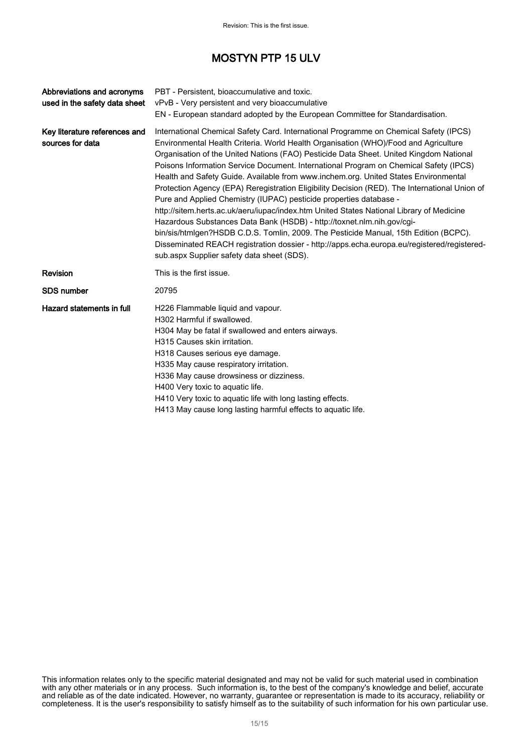# MOSTYN PTP 15 ULV

| | |
|---|---|
| **Abbreviations and acronyms used in the safety data sheet** | PBT - Persistent, bioaccumulative and toxic.<br>vPvB - Very persistent and very bioaccumulative<br>EN - European standard adopted by the European Committee for Standardisation. |
| **Key literature references and sources for data** | International Chemical Safety Card. International Programme on Chemical Safety (IPCS) Environmental Health Criteria. World Health Organisation (WHO)/Food and Agriculture Organisation of the United Nations (FAO) Pesticide Data Sheet. United Kingdom National Poisons Information Service Document. International Program on Chemical Safety (IPCS) Health and Safety Guide. Available from www.inchem.org. United States Environmental Protection Agency (EPA) Reregistration Eligibility Decision (RED). The International Union of Pure and Applied Chemistry (IUPAC) pesticide properties database - http://sitem.herts.ac.uk/aeru/iupac/index.htm United States National Library of Medicine Hazardous Substances Data Bank (HSDB) - http://toxnet.nlm.nih.gov/cgi-bin/sis/htmlgen?HSDB C.D.S. Tomlin, 2009. The Pesticide Manual, 15th Edition (BCPC). Disseminated REACH registration dossier - http://apps.echa.europa.eu/registered/registered-sub.aspx Supplier safety data sheet (SDS). |
| **Revision** | This is the first issue. |
| **SDS number** | 20795 |
| **Hazard statements in full** | H226 Flammable liquid and vapour.<br>H302 Harmful if swallowed.<br>H304 May be fatal if swallowed and enters airways.<br>H315 Causes skin irritation.<br>H318 Causes serious eye damage.<br>H335 May cause respiratory irritation.<br>H336 May cause drowsiness or dizziness.<br>H400 Very toxic to aquatic life.<br>H410 Very toxic to aquatic life with long lasting effects.<br>H413 May cause long lasting harmful effects to aquatic life. |

This information relates only to the specific material designated and may not be valid for such material used in combination with any other materials or in any process. Such information is, to the best of the company's knowledge and belief, accurate and reliable as of the date indicated. However, no warranty, guarantee or representation is made to its accuracy, reliability or completeness. It is the user's responsibility to satisfy himself as to the suitability of such information for his own particular use.